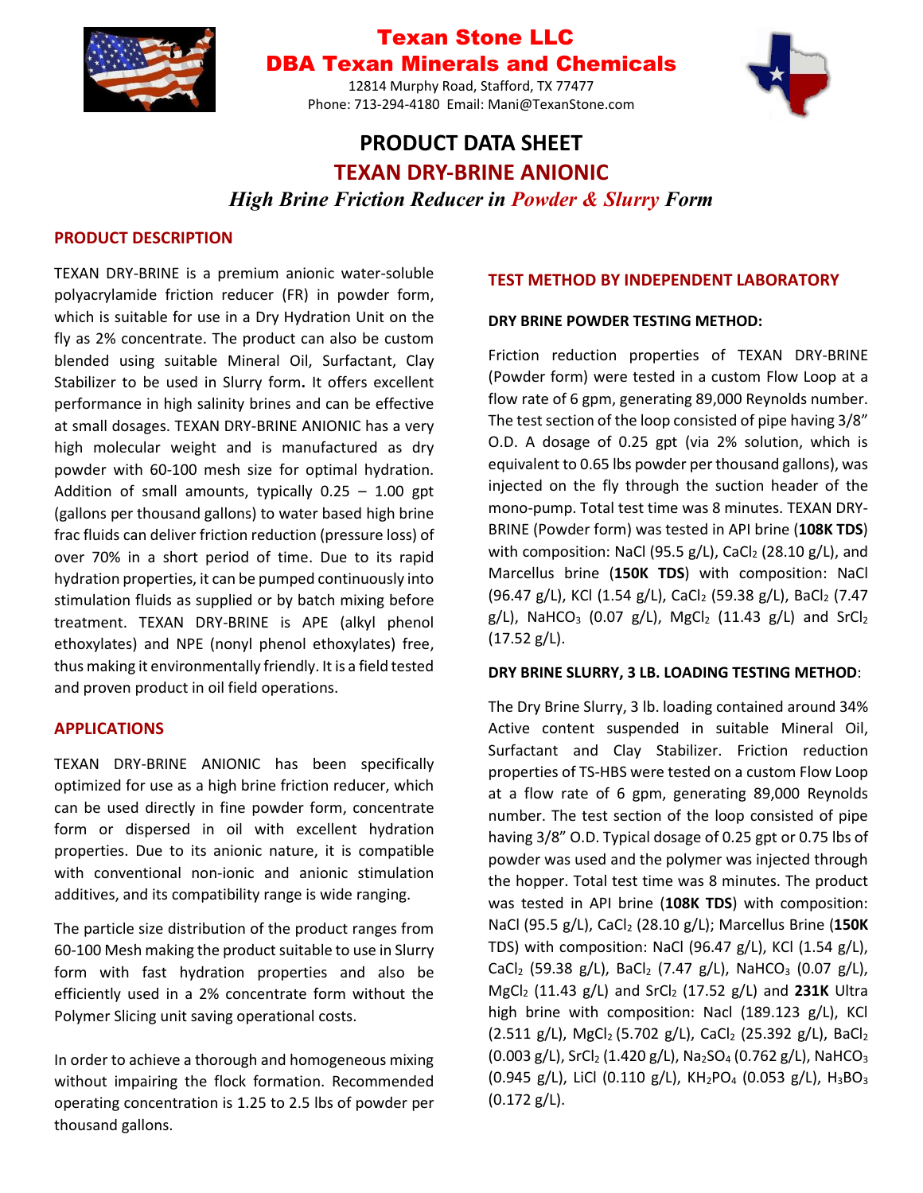# Texan Stone LLC
# DBA Texan Minerals and Chemicals

12814 Murphy Road, Stafford, TX 77477
Phone: 713-294-4180 Email: Mani@TexanStone.com

## PRODUCT DATA SHEET
## TEXAN DRY-BRINE ANIONIC

***High Brine Friction Reducer in Powder & Slurry Form***

### PRODUCT DESCRIPTION

TEXAN DRY-BRINE is a premium anionic water-soluble polyacrylamide friction reducer (FR) in powder form, which is suitable for use in a Dry Hydration Unit on the fly as 2% concentrate. The product can also be custom blended using suitable Mineral Oil, Surfactant, Clay Stabilizer to be used in Slurry form**.** It offers excellent performance in high salinity brines and can be effective at small dosages. TEXAN DRY-BRINE ANIONIC has a very high molecular weight and is manufactured as dry powder with 60-100 mesh size for optimal hydration. Addition of small amounts, typically 0.25 – 1.00 gpt (gallons per thousand gallons) to water based high brine frac fluids can deliver friction reduction (pressure loss) of over 70% in a short period of time. Due to its rapid hydration properties, it can be pumped continuously into stimulation fluids as supplied or by batch mixing before treatment. TEXAN DRY-BRINE is APE (alkyl phenol ethoxylates) and NPE (nonyl phenol ethoxylates) free, thus making it environmentally friendly. It is a field tested and proven product in oil field operations.

### APPLICATIONS

TEXAN DRY-BRINE ANIONIC has been specifically optimized for use as a high brine friction reducer, which can be used directly in fine powder form, concentrate form or dispersed in oil with excellent hydration properties. Due to its anionic nature, it is compatible with conventional non-ionic and anionic stimulation additives, and its compatibility range is wide ranging.

The particle size distribution of the product ranges from 60-100 Mesh making the product suitable to use in Slurry form with fast hydration properties and also be efficiently used in a 2% concentrate form without the Polymer Slicing unit saving operational costs.

In order to achieve a thorough and homogeneous mixing without impairing the flock formation. Recommended operating concentration is 1.25 to 2.5 lbs of powder per thousand gallons.

### TEST METHOD BY INDEPENDENT LABORATORY

**DRY BRINE POWDER TESTING METHOD:**

Friction reduction properties of TEXAN DRY-BRINE (Powder form) were tested in a custom Flow Loop at a flow rate of 6 gpm, generating 89,000 Reynolds number. The test section of the loop consisted of pipe having 3/8" O.D. A dosage of 0.25 gpt (via 2% solution, which is equivalent to 0.65 lbs powder per thousand gallons), was injected on the fly through the suction header of the mono-pump. Total test time was 8 minutes. TEXAN DRY-BRINE (Powder form) was tested in API brine (**108K TDS**) with composition: NaCl (95.5 g/L), $CaCl_2$ (28.10 g/L), and Marcellus brine (**150K TDS**) with composition: NaCl (96.47 g/L), KCl (1.54 g/L), $CaCl_2$ (59.38 g/L), $BaCl_2$ (7.47 g/L), $NaHCO_3$ (0.07 g/L), $MgCl_2$ (11.43 g/L) and $SrCl_2$ (17.52 g/L).

**DRY BRINE SLURRY, 3 LB. LOADING TESTING METHOD**:

The Dry Brine Slurry, 3 lb. loading contained around 34% Active content suspended in suitable Mineral Oil, Surfactant and Clay Stabilizer. Friction reduction properties of TS-HBS were tested on a custom Flow Loop at a flow rate of 6 gpm, generating 89,000 Reynolds number. The test section of the loop consisted of pipe having 3/8" O.D. Typical dosage of 0.25 gpt or 0.75 lbs of powder was used and the polymer was injected through the hopper. Total test time was 8 minutes. The product was tested in API brine (**108K TDS**) with composition: NaCl (95.5 g/L), $CaCl_2$ (28.10 g/L); Marcellus Brine (**150K** TDS) with composition: NaCl (96.47 g/L), KCl (1.54 g/L), $CaCl_2$ (59.38 g/L), $BaCl_2$ (7.47 g/L), $NaHCO_3$ (0.07 g/L), $MgCl_2$ (11.43 g/L) and $SrCl_2$ (17.52 g/L) and **231K** Ultra high brine with composition: Nacl (189.123 g/L), KCl (2.511 g/L), $MgCl_2$ (5.702 g/L), $CaCl_2$ (25.392 g/L), $BaCl_2$ (0.003 g/L), $SrCl_2$ (1.420 g/L), $Na_2SO_4$ (0.762 g/L), $NaHCO_3$ (0.945 g/L), LiCl (0.110 g/L), $KH_2PO_4$ (0.053 g/L), $H_3BO_3$ (0.172 g/L).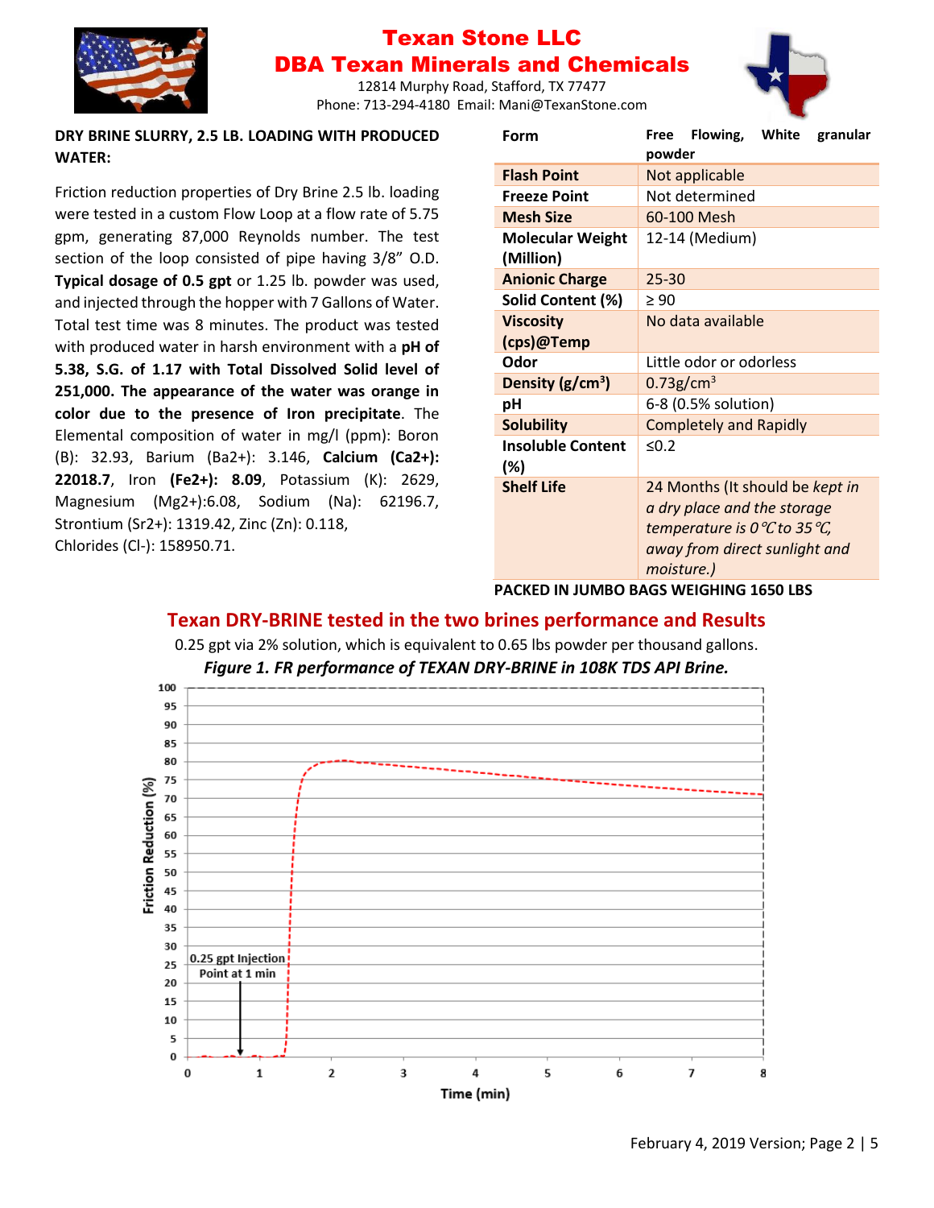**DRY BRINE SLURRY, 2.5 LB. LOADING WITH PRODUCED WATER:**

Friction reduction properties of Dry Brine 2.5 lb. loading were tested in a custom Flow Loop at a flow rate of 5.75 gpm, generating 87,000 Reynolds number. The test section of the loop consisted of pipe having 3/8" O.D. **Typical dosage of 0.5 gpt** or 1.25 lb. powder was used, and injected through the hopper with 7 Gallons of Water. Total test time was 8 minutes. The product was tested with produced water in harsh environment with a **pH of 5.38, S.G. of 1.17 with Total Dissolved Solid level of 251,000. The appearance of the water was orange in color due to the presence of Iron precipitate**. The Elemental composition of water in mg/l (ppm): Boron (B): 32.93, Barium ($Ba^{2+}$): 3.146, **Calcium ($Ca^{2+}$): 22018.7**, Iron **($Fe^{2+}$): 8.09**, Potassium (K): 2629, Magnesium ($Mg^{2+}$):6.08, Sodium (Na): 62196.7, Strontium ($Sr^{2+}$): 1319.42, Zinc (Zn): 0.118, Chlorides ($Cl^-$): 158950.71.

| Form | Free Flowing, White granular powder |
|---|---|
| Flash Point | Not applicable |
| Freeze Point | Not determined |
| Mesh Size | 60-100 Mesh |
| Molecular Weight (Million) | 12-14 (Medium) |
| Anionic Charge | 25-30 |
| Solid Content (%) | ≥ 90 |
| Viscosity (cps)@Temp | No data available |
| Odor | Little odor or odorless |
| Density ($g/cm^3$) | $0.73 g/cm^3$ |
| pH | 6-8 (0.5% solution) |
| Solubility | Completely and Rapidly |
| Insoluble Content (%) | ≤0.2 |
| Shelf Life | 24 Months (It should be *kept in a dry place and the storage temperature is 0℃ to 35℃, away from direct sunlight and moisture.)* |

**PACKED IN JUMBO BAGS WEIGHING 1650 LBS**

## Texan DRY-BRINE tested in the two brines performance and Results

0.25 gpt via 2% solution, which is equivalent to 0.65 lbs powder per thousand gallons.

***Figure 1. FR performance of TEXAN DRY-BRINE in 108K TDS API Brine.***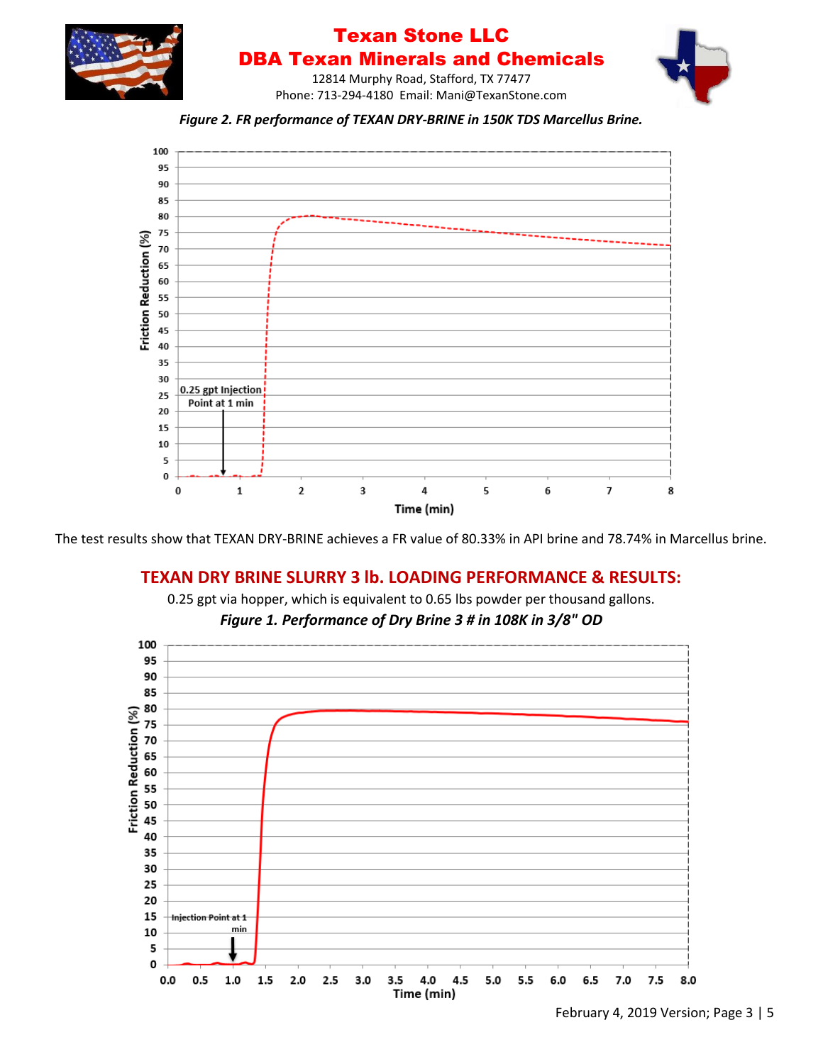# Texan Stone LLC
# DBA Texan Minerals and Chemicals

12814 Murphy Road, Stafford, TX 77477
Phone: 713-294-4180 Email: Mani@TexanStone.com

*Figure 2. FR performance of TEXAN DRY-BRINE in 150K TDS Marcellus Brine.*

The test results show that TEXAN DRY-BRINE achieves a FR value of 80.33% in API brine and 78.74% in Marcellus brine.

## TEXAN DRY BRINE SLURRY 3 lb. LOADING PERFORMANCE & RESULTS:

0.25 gpt via hopper, which is equivalent to 0.65 lbs powder per thousand gallons.

***Figure 1. Performance of Dry Brine 3 # in 108K in 3/8" OD***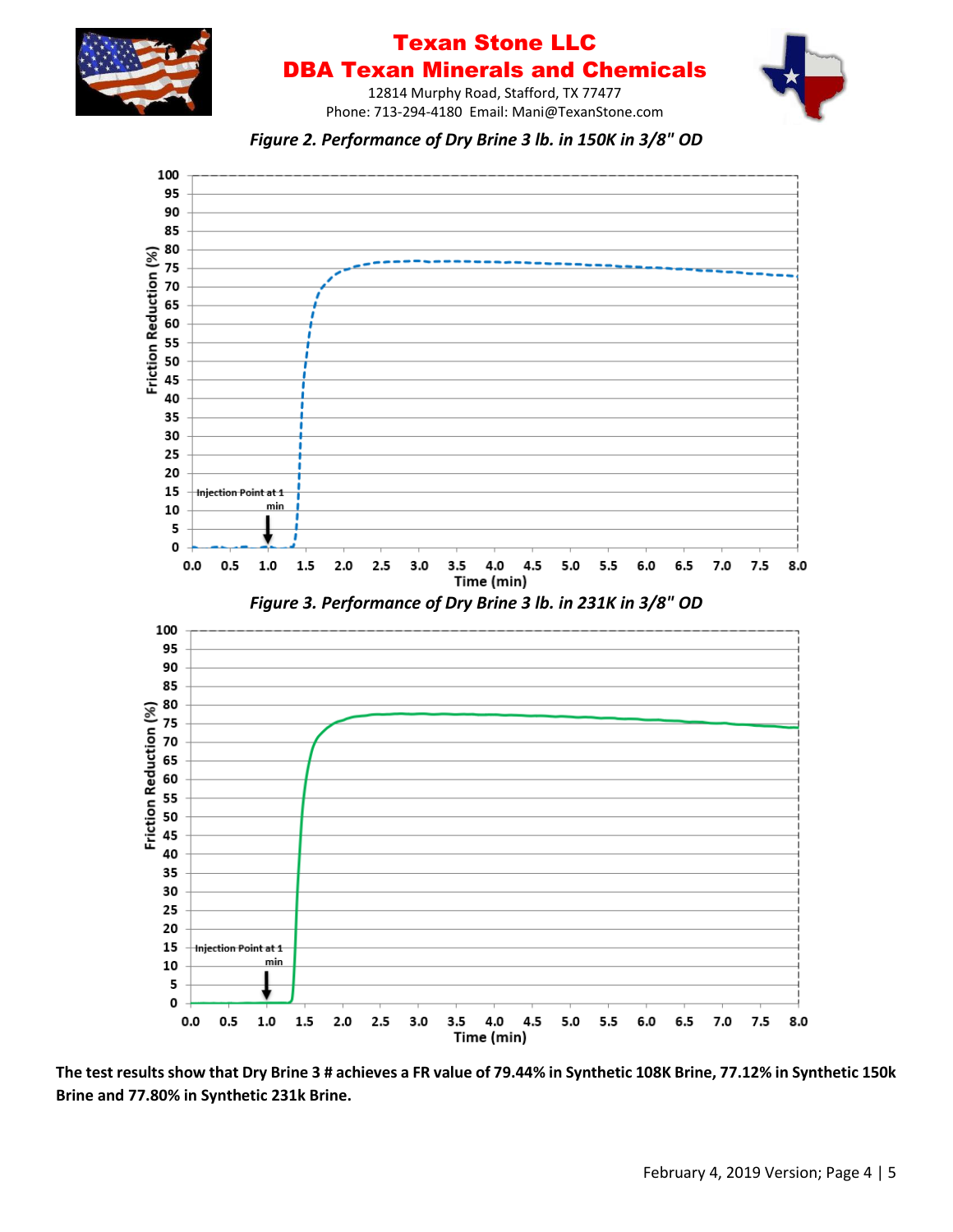*Figure 2. Performance of Dry Brine 3 lb. in 150K in 3/8" OD*

*Figure 3. Performance of Dry Brine 3 lb. in 231K in 3/8" OD*

**The test results show that Dry Brine 3 # achieves a FR value of 79.44% in Synthetic 108K Brine, 77.12% in Synthetic 150k Brine and 77.80% in Synthetic 231k Brine.**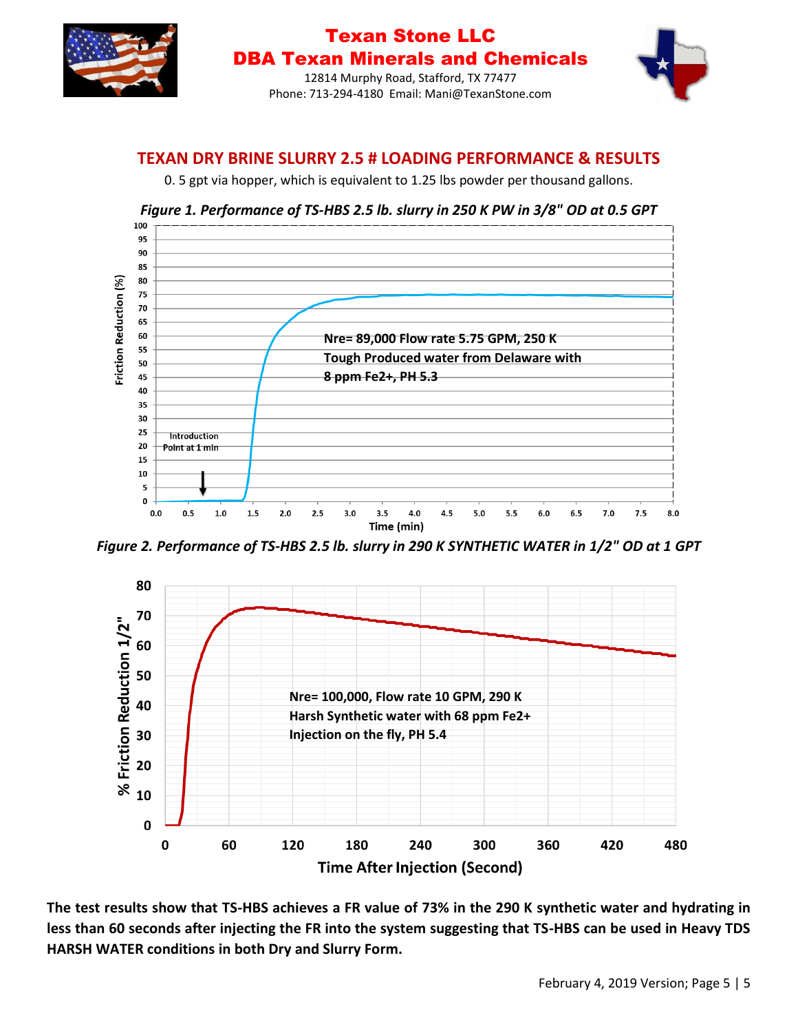Texan Stone LLC
DBA Texan Minerals and Chemicals
12814 Murphy Road, Stafford, TX 77477
Phone: 713-294-4180 Email: Mani@TexanStone.com

## TEXAN DRY BRINE SLURRY 2.5 # LOADING PERFORMANCE & RESULTS

0. 5 gpt via hopper, which is equivalent to 1.25 lbs powder per thousand gallons.

*Figure 1. Performance of TS-HBS 2.5 lb. slurry in 250 K PW in 3/8" OD at 0.5 GPT*

Friction Reduction (%)

100
95
90
85
80
75
70
65
60
55
50
45
40
35
30
25
20
15
10
5
0

0.0 0.5 1.0 1.5 2.0 2.5 3.0 3.5 4.0 4.5 5.0 5.5 6.0 6.5 7.0 7.5 8.0

Time (min)

Introduction Point at 1 min

Nre= 89,000 Flow rate 5.75 GPM, 250 K
Tough Produced water from Delaware with
8 ppm $Fe^{2+}$, PH 5.3

*Figure 2. Performance of TS-HBS 2.5 lb. slurry in 290 K SYNTHETIC WATER in 1/2" OD at 1 GPT*

% Friction Reduction 1/2"

80
70
60
50
40
30
20
10
0

0 60 120 180 240 300 360 420 480

Time After Injection (Second)

Nre= 100,000, Flow rate 10 GPM, 290 K
Harsh Synthetic water with 68 ppm $Fe^{2+}$
Injection on the fly, PH 5.4

**The test results show that TS-HBS achieves a FR value of 73% in the 290 K synthetic water and hydrating in less than 60 seconds after injecting the FR into the system suggesting that TS-HBS can be used in Heavy TDS HARSH WATER conditions in both Dry and Slurry Form.**

February 4, 2019 Version